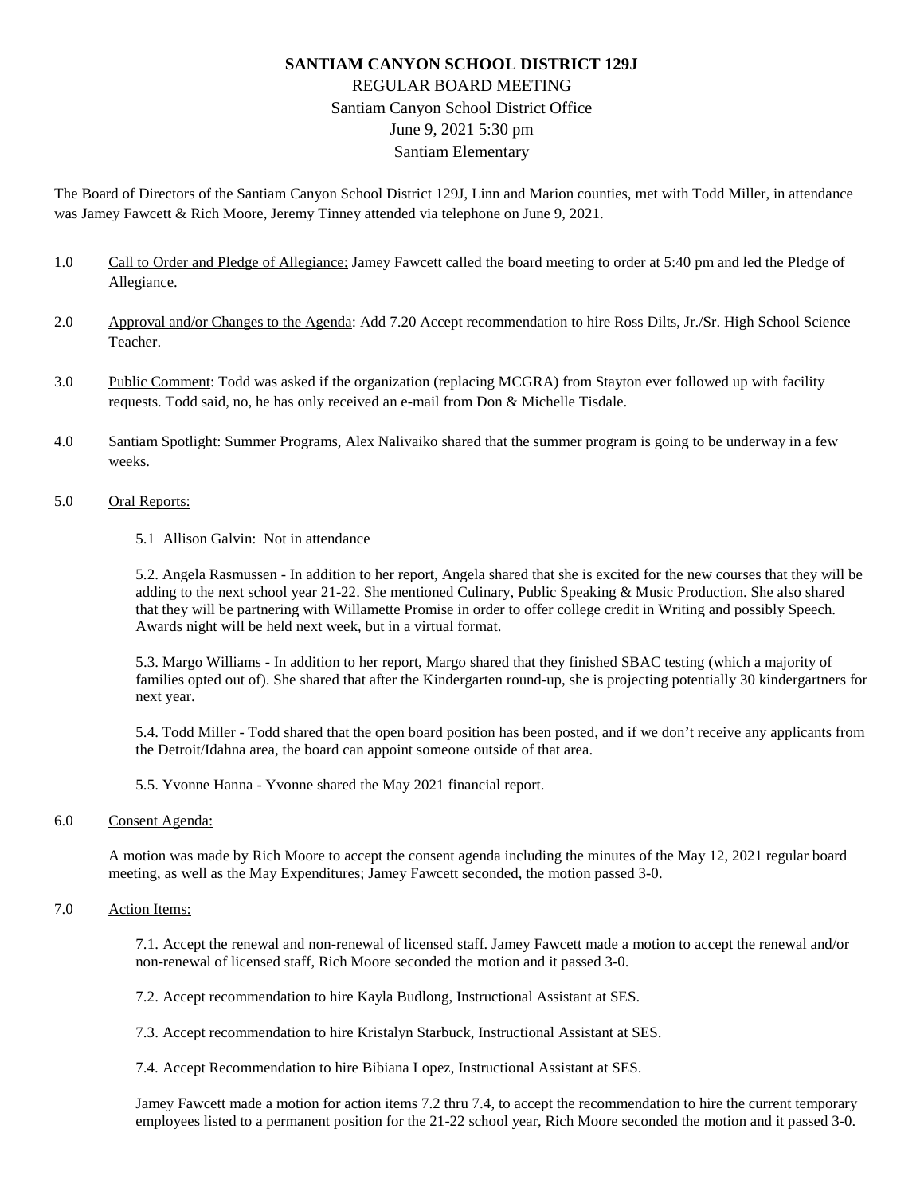# SANTIAM CANYON SCHOOL DISTRICT 129J

REGULAR BOARD MEETING
Santiam Canyon School District Office
June 9, 2021 5:30 pm
Santiam Elementary

The Board of Directors of the Santiam Canyon School District 129J, Linn and Marion counties, met with Todd Miller, in attendance was Jamey Fawcett & Rich Moore, Jeremy Tinney attended via telephone on June 9, 2021.

1.0 Call to Order and Pledge of Allegiance: Jamey Fawcett called the board meeting to order at 5:40 pm and led the Pledge of Allegiance.

2.0 Approval and/or Changes to the Agenda: Add 7.20 Accept recommendation to hire Ross Dilts, Jr./Sr. High School Science Teacher.

3.0 Public Comment: Todd was asked if the organization (replacing MCGRA) from Stayton ever followed up with facility requests. Todd said, no, he has only received an e-mail from Don & Michelle Tisdale.

4.0 Santiam Spotlight: Summer Programs, Alex Nalivaiko shared that the summer program is going to be underway in a few weeks.

5.0 Oral Reports:

5.1 Allison Galvin: Not in attendance

5.2. Angela Rasmussen - In addition to her report, Angela shared that she is excited for the new courses that they will be adding to the next school year 21-22. She mentioned Culinary, Public Speaking & Music Production. She also shared that they will be partnering with Willamette Promise in order to offer college credit in Writing and possibly Speech. Awards night will be held next week, but in a virtual format.

5.3. Margo Williams - In addition to her report, Margo shared that they finished SBAC testing (which a majority of families opted out of). She shared that after the Kindergarten round-up, she is projecting potentially 30 kindergartners for next year.

5.4. Todd Miller - Todd shared that the open board position has been posted, and if we don't receive any applicants from the Detroit/Idahna area, the board can appoint someone outside of that area.

5.5. Yvonne Hanna - Yvonne shared the May 2021 financial report.

6.0 Consent Agenda:

A motion was made by Rich Moore to accept the consent agenda including the minutes of the May 12, 2021 regular board meeting, as well as the May Expenditures; Jamey Fawcett seconded, the motion passed 3-0.

7.0 Action Items:

7.1. Accept the renewal and non-renewal of licensed staff. Jamey Fawcett made a motion to accept the renewal and/or non-renewal of licensed staff, Rich Moore seconded the motion and it passed 3-0.

7.2. Accept recommendation to hire Kayla Budlong, Instructional Assistant at SES.

7.3. Accept recommendation to hire Kristalyn Starbuck, Instructional Assistant at SES.

7.4. Accept Recommendation to hire Bibiana Lopez, Instructional Assistant at SES.

Jamey Fawcett made a motion for action items 7.2 thru 7.4, to accept the recommendation to hire the current temporary employees listed to a permanent position for the 21-22 school year, Rich Moore seconded the motion and it passed 3-0.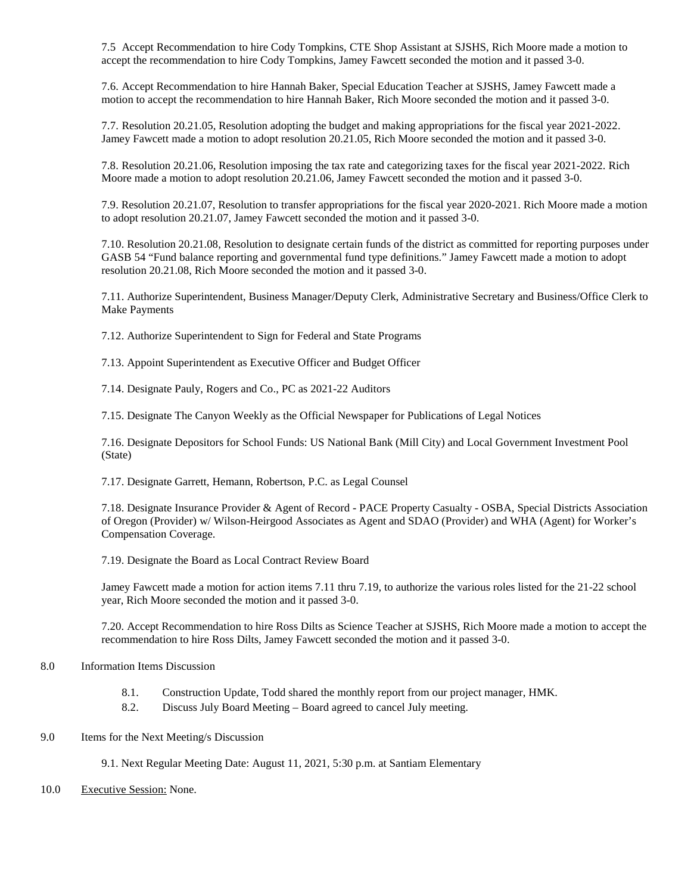7.5 Accept Recommendation to hire Cody Tompkins, CTE Shop Assistant at SJSHS, Rich Moore made a motion to accept the recommendation to hire Cody Tompkins, Jamey Fawcett seconded the motion and it passed 3-0.

7.6. Accept Recommendation to hire Hannah Baker, Special Education Teacher at SJSHS, Jamey Fawcett made a motion to accept the recommendation to hire Hannah Baker, Rich Moore seconded the motion and it passed 3-0.

7.7. Resolution 20.21.05, Resolution adopting the budget and making appropriations for the fiscal year 2021-2022. Jamey Fawcett made a motion to adopt resolution 20.21.05, Rich Moore seconded the motion and it passed 3-0.

7.8. Resolution 20.21.06, Resolution imposing the tax rate and categorizing taxes for the fiscal year 2021-2022. Rich Moore made a motion to adopt resolution 20.21.06, Jamey Fawcett seconded the motion and it passed 3-0.

7.9. Resolution 20.21.07, Resolution to transfer appropriations for the fiscal year 2020-2021. Rich Moore made a motion to adopt resolution 20.21.07, Jamey Fawcett seconded the motion and it passed 3-0.

7.10. Resolution 20.21.08, Resolution to designate certain funds of the district as committed for reporting purposes under GASB 54 "Fund balance reporting and governmental fund type definitions." Jamey Fawcett made a motion to adopt resolution 20.21.08, Rich Moore seconded the motion and it passed 3-0.

7.11. Authorize Superintendent, Business Manager/Deputy Clerk, Administrative Secretary and Business/Office Clerk to Make Payments

7.12. Authorize Superintendent to Sign for Federal and State Programs

7.13. Appoint Superintendent as Executive Officer and Budget Officer

7.14. Designate Pauly, Rogers and Co., PC as 2021-22 Auditors

7.15. Designate The Canyon Weekly as the Official Newspaper for Publications of Legal Notices

7.16. Designate Depositors for School Funds: US National Bank (Mill City) and Local Government Investment Pool (State)

7.17. Designate Garrett, Hemann, Robertson, P.C. as Legal Counsel

7.18. Designate Insurance Provider & Agent of Record - PACE Property Casualty - OSBA, Special Districts Association of Oregon (Provider) w/ Wilson-Heirgood Associates as Agent and SDAO (Provider) and WHA (Agent) for Worker's Compensation Coverage.

7.19. Designate the Board as Local Contract Review Board

Jamey Fawcett made a motion for action items 7.11 thru 7.19, to authorize the various roles listed for the 21-22 school year, Rich Moore seconded the motion and it passed 3-0.

7.20. Accept Recommendation to hire Ross Dilts as Science Teacher at SJSHS, Rich Moore made a motion to accept the recommendation to hire Ross Dilts, Jamey Fawcett seconded the motion and it passed 3-0.

8.0 Information Items Discussion

- 8.1. Construction Update, Todd shared the monthly report from our project manager, HMK.
- 8.2. Discuss July Board Meeting – Board agreed to cancel July meeting.

9.0 Items for the Next Meeting/s Discussion

9.1. Next Regular Meeting Date: August 11, 2021, 5:30 p.m. at Santiam Elementary

10.0 Executive Session: None.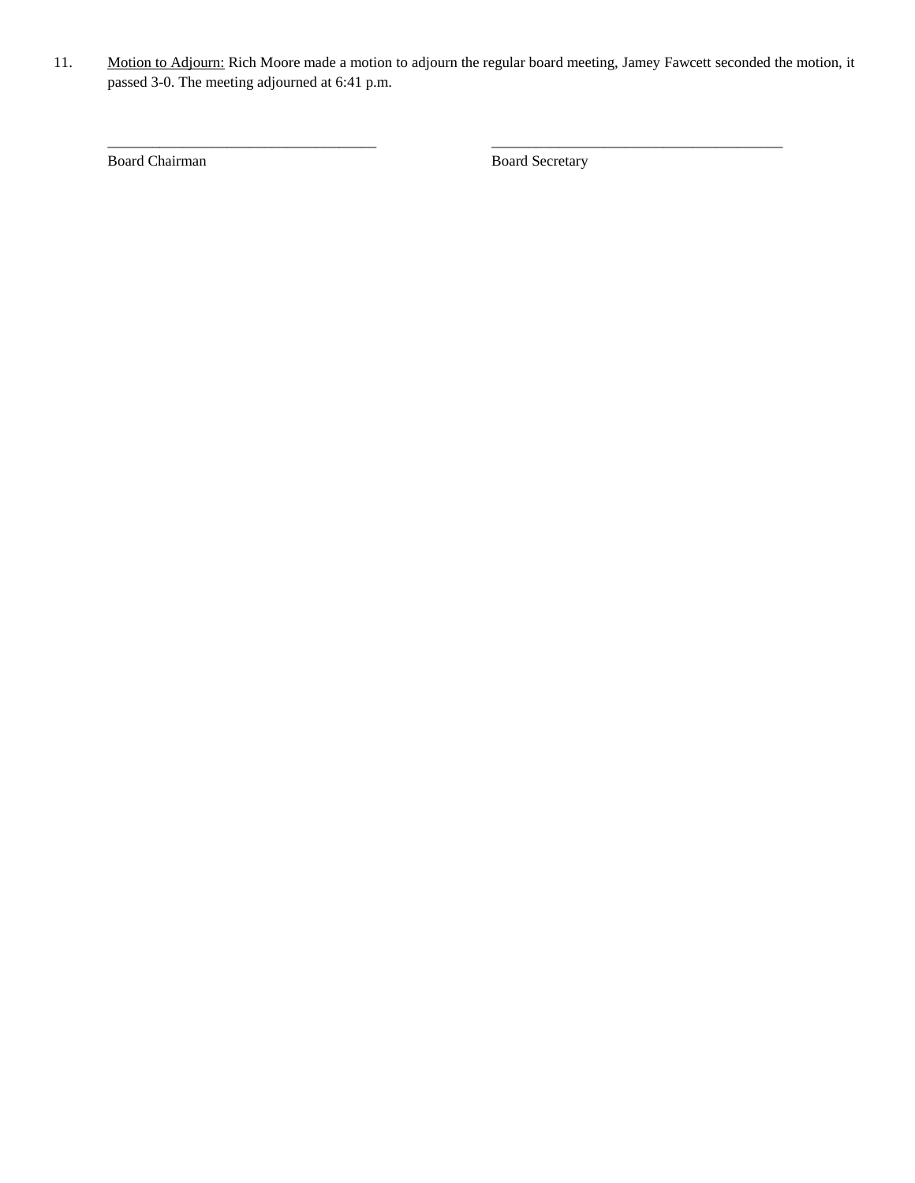11. <u>Motion to Adjourn:</u> Rich Moore made a motion to adjourn the regular board meeting, Jamey Fawcett seconded the motion, it passed 3-0. The meeting adjourned at 6:41 p.m.

_____________________________________ _________________________________________

Board Chairman Board Secretary